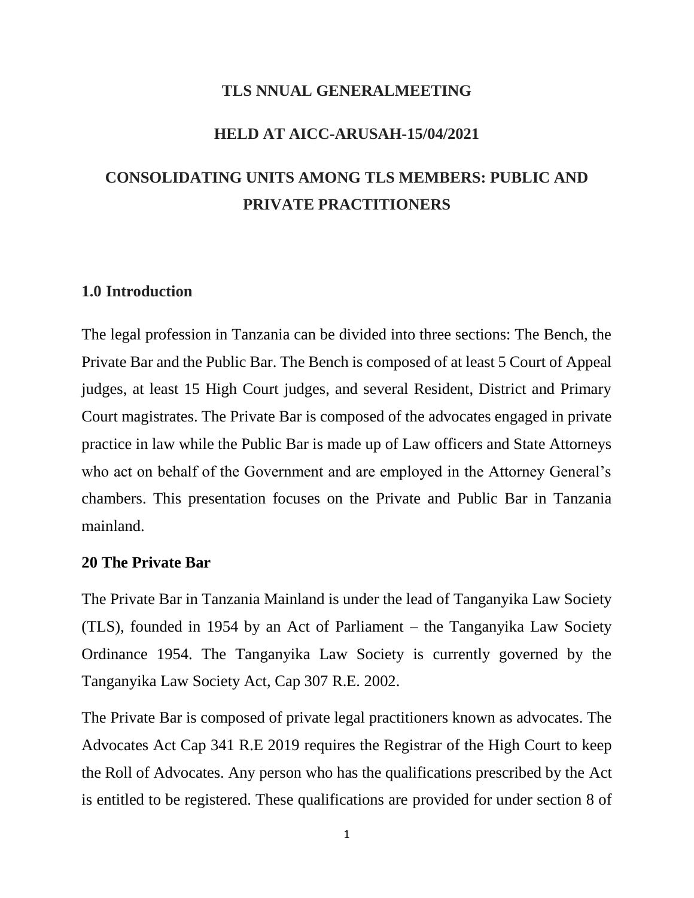**TLS NNUAL GENERALMEETING**

**HELD AT AICC-ARUSAH-15/04/2021**

# CONSOLIDATING UNITS AMONG TLS MEMBERS: PUBLIC AND PRIVATE PRACTITIONERS

## 1.0 Introduction

The legal profession in Tanzania can be divided into three sections: The Bench, the Private Bar and the Public Bar. The Bench is composed of at least 5 Court of Appeal judges, at least 15 High Court judges, and several Resident, District and Primary Court magistrates. The Private Bar is composed of the advocates engaged in private practice in law while the Public Bar is made up of Law officers and State Attorneys who act on behalf of the Government and are employed in the Attorney General's chambers. This presentation focuses on the Private and Public Bar in Tanzania mainland.

## 20 The Private Bar

The Private Bar in Tanzania Mainland is under the lead of Tanganyika Law Society (TLS), founded in 1954 by an Act of Parliament – the Tanganyika Law Society Ordinance 1954. The Tanganyika Law Society is currently governed by the Tanganyika Law Society Act, Cap 307 R.E. 2002.

The Private Bar is composed of private legal practitioners known as advocates. The Advocates Act Cap 341 R.E 2019 requires the Registrar of the High Court to keep the Roll of Advocates. Any person who has the qualifications prescribed by the Act is entitled to be registered. These qualifications are provided for under section 8 of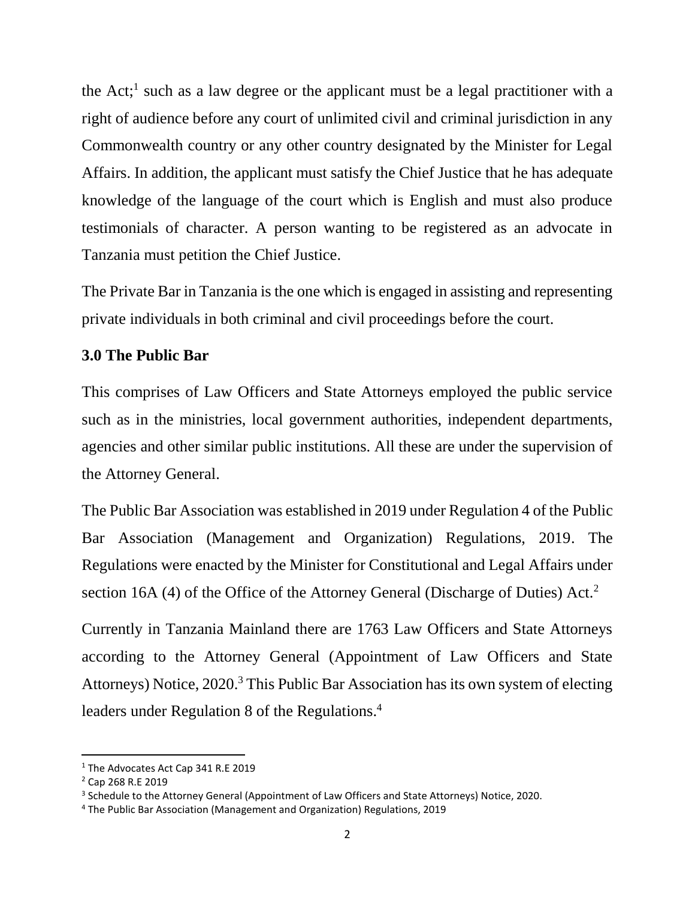the Act;[1] such as a law degree or the applicant must be a legal practitioner with a right of audience before any court of unlimited civil and criminal jurisdiction in any Commonwealth country or any other country designated by the Minister for Legal Affairs. In addition, the applicant must satisfy the Chief Justice that he has adequate knowledge of the language of the court which is English and must also produce testimonials of character. A person wanting to be registered as an advocate in Tanzania must petition the Chief Justice.

The Private Bar in Tanzania is the one which is engaged in assisting and representing private individuals in both criminal and civil proceedings before the court.

### 3.0 The Public Bar

This comprises of Law Officers and State Attorneys employed the public service such as in the ministries, local government authorities, independent departments, agencies and other similar public institutions. All these are under the supervision of the Attorney General.

The Public Bar Association was established in 2019 under Regulation 4 of the Public Bar Association (Management and Organization) Regulations, 2019. The Regulations were enacted by the Minister for Constitutional and Legal Affairs under section 16A (4) of the Office of the Attorney General (Discharge of Duties) Act.[2]

Currently in Tanzania Mainland there are 1763 Law Officers and State Attorneys according to the Attorney General (Appointment of Law Officers and State Attorneys) Notice, 2020.[3] This Public Bar Association has its own system of electing leaders under Regulation 8 of the Regulations.[4]

---

[1] The Advocates Act Cap 341 R.E 2019

[2] Cap 268 R.E 2019

[3] Schedule to the Attorney General (Appointment of Law Officers and State Attorneys) Notice, 2020.

[4] The Public Bar Association (Management and Organization) Regulations, 2019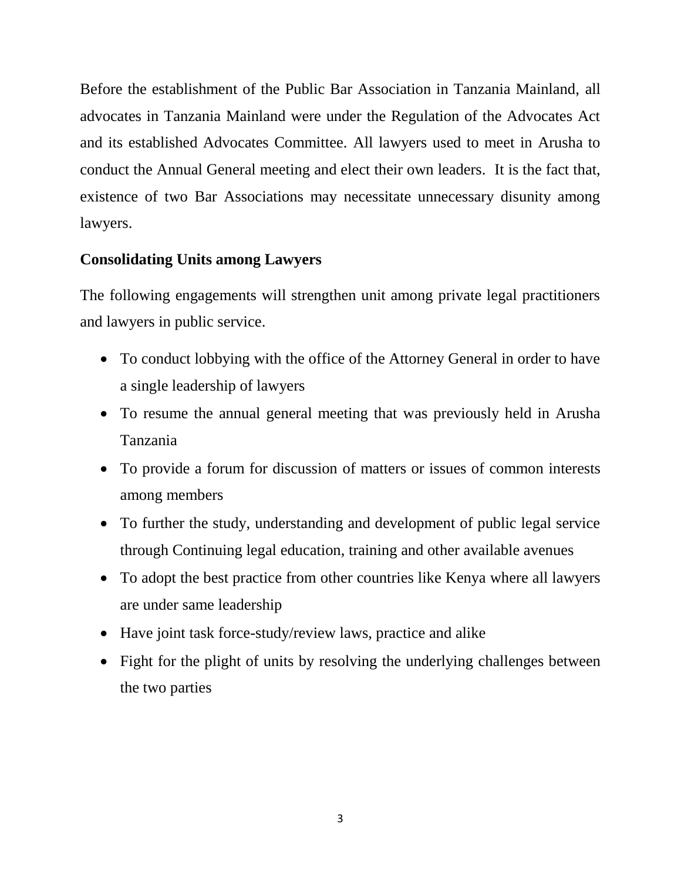Before the establishment of the Public Bar Association in Tanzania Mainland, all advocates in Tanzania Mainland were under the Regulation of the Advocates Act and its established Advocates Committee. All lawyers used to meet in Arusha to conduct the Annual General meeting and elect their own leaders. It is the fact that, existence of two Bar Associations may necessitate unnecessary disunity among lawyers.

**Consolidating Units among Lawyers**

The following engagements will strengthen unit among private legal practitioners and lawyers in public service.

- To conduct lobbying with the office of the Attorney General in order to have a single leadership of lawyers
- To resume the annual general meeting that was previously held in Arusha Tanzania
- To provide a forum for discussion of matters or issues of common interests among members
- To further the study, understanding and development of public legal service through Continuing legal education, training and other available avenues
- To adopt the best practice from other countries like Kenya where all lawyers are under same leadership
- Have joint task force-study/review laws, practice and alike
- Fight for the plight of units by resolving the underlying challenges between the two parties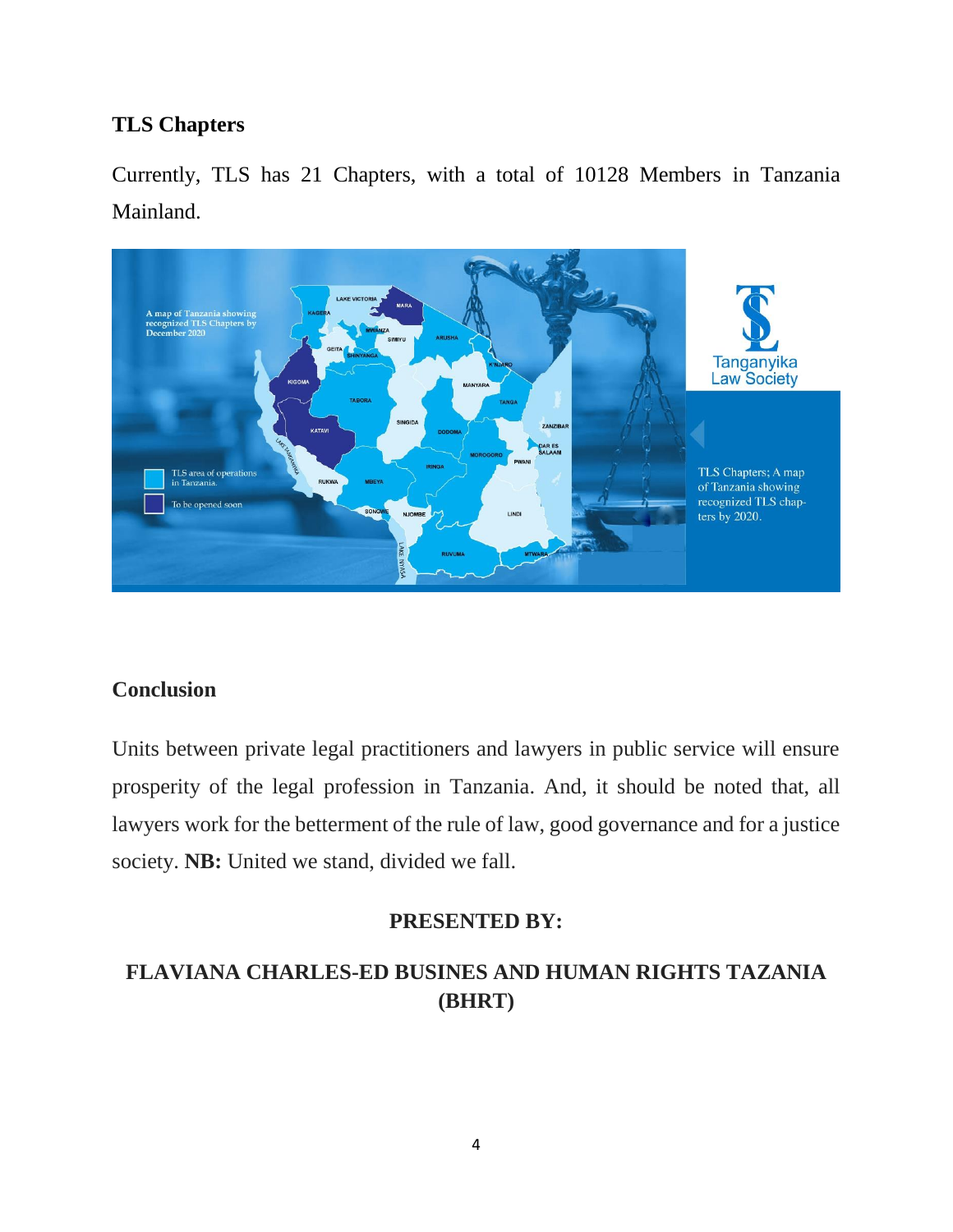## TLS Chapters

Currently, TLS has 21 Chapters, with a total of 10128 Members in Tanzania Mainland.

A map of Tanzania showing recognized TLS Chapters by December 2020

LAKE VICTORIA
KAGERA
MARA
MWANZA
SIMIYU
ARUSHA
GEITA
SHINYANGA
KIGOMA
KILIMANJARO
MANYARA
TABORA
TANGA
SINGIDA
KATAVI
DODOMA
ZANZIBAR
DAR ES SALAAM
MOROGORO
PWANI
IRINGA
LAKE TANGANYIKA
RUKWA
MBEYA
SONGWE
NJOMBE
LINDI
LAKE NYASA
RUVUMA
MTWARA

TLS area of operations in Tanzania.

To be opened soon

Tanganyika Law Society

TLS Chapters; A map of Tanzania showing recognized TLS chapters by 2020.

## Conclusion

Units between private legal practitioners and lawyers in public service will ensure prosperity of the legal profession in Tanzania. And, it should be noted that, all lawyers work for the betterment of the rule of law, good governance and for a justice society. **NB:** United we stand, divided we fall.

**PRESENTED BY:**

**FLAVIANA CHARLES-ED BUSINES AND HUMAN RIGHTS TAZANIA (BHRT)**